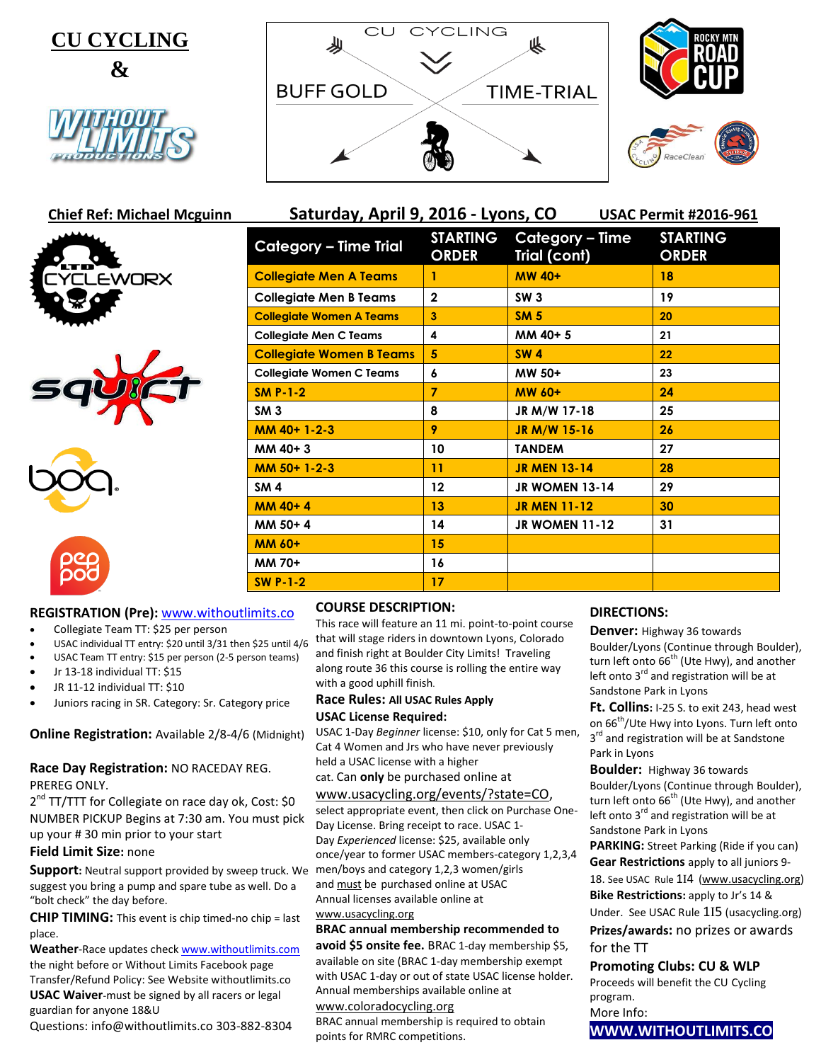# CU CYCLING

# &

WITHOUT LIMITS PRODUCTIONS

CU CYCLING

BUFF GOLD TIME-TRIAL

ROCKY MTN ROAD CUP

**Chief Ref: Michael Mcguinn** **Saturday, April 9, 2016 - Lyons, CO** **USAC Permit #2016-961**

| Category – Time Trial | STARTING ORDER | Category – Time Trial (cont) | STARTING ORDER |
|---|---|---|---|
| Collegiate Men A Teams | 1 | MW 40+ | 18 |
| Collegiate Men B Teams | 2 | SW 3 | 19 |
| Collegiate Women A Teams | 3 | SM 5 | 20 |
| Collegiate Men C Teams | 4 | MM 40+ 5 | 21 |
| Collegiate Women B Teams | 5 | SW 4 | 22 |
| Collegiate Women C Teams | 6 | MW 50+ | 23 |
| SM P-1-2 | 7 | MW 60+ | 24 |
| SM 3 | 8 | JR M/W 17-18 | 25 |
| MM 40+ 1-2-3 | 9 | JR M/W 15-16 | 26 |
| MM 40+ 3 | 10 | TANDEM | 27 |
| MM 50+ 1-2-3 | 11 | JR MEN 13-14 | 28 |
| SM 4 | 12 | JR WOMEN 13-14 | 29 |
| MM 40+ 4 | 13 | JR MEN 11-12 | 30 |
| MM 50+ 4 | 14 | JR WOMEN 11-12 | 31 |
| MM 60+ | 15 | | |
| MM 70+ | 16 | | |
| SW P-1-2 | 17 | | |

**REGISTRATION (Pre):** www.withoutlimits.co

- Collegiate Team TT: $25 per person
- USAC individual TT entry: $20 until 3/31 then $25 until 4/6
- USAC Team TT entry: $15 per person (2-5 person teams)
- Jr 13-18 individual TT: $15
- JR 11-12 individual TT: $10
- Juniors racing in SR. Category: Sr. Category price

**Online Registration:** Available 2/8-4/6 (Midnight)

**Race Day Registration:** NO RACEDAY REG. PREREG ONLY.

2nd TT/TTT for Collegiate on race day ok, Cost: $0

NUMBER PICKUP Begins at 7:30 am. You must pick up your # 30 min prior to your start

**Field Limit Size:** none

**Support:** Neutral support provided by sweep truck. We suggest you bring a pump and spare tube as well. Do a "bolt check" the day before.

**CHIP TIMING:** This event is chip timed-no chip = last place.

**Weather**-Race updates check www.withoutlimits.com the night before or Without Limits Facebook page

Transfer/Refund Policy: See Website withoutlimits.co

**USAC Waiver**-must be signed by all racers or legal guardian for anyone 18&U

Questions: info@withoutlimits.co 303-882-8304

**COURSE DESCRIPTION:**

This race will feature an 11 mi. point-to-point course that will stage riders in downtown Lyons, Colorado and finish right at Boulder City Limits! Traveling along route 36 this course is rolling the entire way with a good uphill finish.

**Race Rules: All USAC Rules Apply**

**USAC License Required:**

USAC 1-Day *Beginner* license: $10, only for Cat 5 men, Cat 4 Women and Jrs who have never previously held a USAC license with a higher cat. Can **only** be purchased online at www.usacycling.org/events/?state=CO, select appropriate event, then click on Purchase One-Day License. Bring receipt to race. USAC 1-Day *Experienced* license: $25, available only once/year to former USAC members-category 1,2,3,4 men/boys and category 1,2,3 women/girls and must be purchased online at USAC Annual licenses available online at www.usacycling.org

**BRAC annual membership recommended to avoid $5 onsite fee.** BRAC 1-day membership $5, available on site (BRAC 1-day membership exempt with USAC 1-day or out of state USAC license holder. Annual memberships available online at www.coloradocycling.org

BRAC annual membership is required to obtain points for RMRC competitions.

**DIRECTIONS:**

**Denver:** Highway 36 towards Boulder/Lyons (Continue through Boulder), turn left onto 66th (Ute Hwy), and another left onto 3rd and registration will be at Sandstone Park in Lyons

**Ft. Collins:** I-25 S. to exit 243, head west on 66th/Ute Hwy into Lyons. Turn left onto 3rd and registration will be at Sandstone Park in Lyons

**Boulder:** Highway 36 towards Boulder/Lyons (Continue through Boulder), turn left onto 66th (Ute Hwy), and another left onto 3rd and registration will be at Sandstone Park in Lyons

**PARKING:** Street Parking (Ride if you can)

**Gear Restrictions** apply to all juniors 9-18. See USAC Rule 1I4 (www.usacycling.org)

**Bike Restrictions:** apply to Jr's 14 & Under. See USAC Rule 1I5 (usacycling.org)

**Prizes/awards:** no prizes or awards for the TT

**Promoting Clubs: CU & WLP**

Proceeds will benefit the CU Cycling program.

More Info:

**WWW.WITHOUTLIMITS.CO**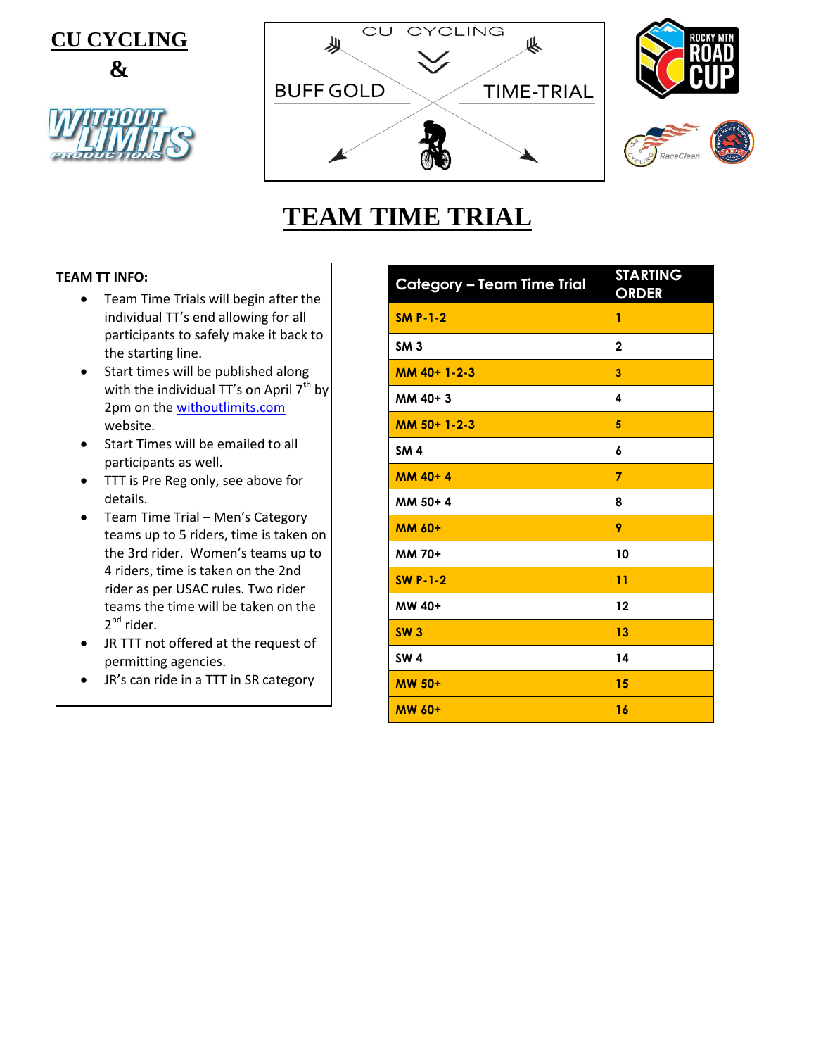**CU CYCLING**

**&**

CU CYCLING

BUFF GOLD

TIME-TRIAL

# TEAM TIME TRIAL

**TEAM TT INFO:**

- Team Time Trials will begin after the individual TT's end allowing for all participants to safely make it back to the starting line.
- Start times will be published along with the individual TT's on April 7th by 2pm on the withoutlimits.com website.
- Start Times will be emailed to all participants as well.
- TTT is Pre Reg only, see above for details.
- Team Time Trial – Men's Category teams up to 5 riders, time is taken on the 3rd rider. Women's teams up to 4 riders, time is taken on the 2nd rider as per USAC rules. Two rider teams the time will be taken on the 2nd rider.
- JR TTT not offered at the request of permitting agencies.
- JR's can ride in a TTT in SR category

| Category – Team Time Trial | STARTING ORDER |
|---|---|
| SM P-1-2 | 1 |
| SM 3 | 2 |
| MM 40+ 1-2-3 | 3 |
| MM 40+ 3 | 4 |
| MM 50+ 1-2-3 | 5 |
| SM 4 | 6 |
| MM 40+ 4 | 7 |
| MM 50+ 4 | 8 |
| MM 60+ | 9 |
| MM 70+ | 10 |
| SW P-1-2 | 11 |
| MW 40+ | 12 |
| SW 3 | 13 |
| SW 4 | 14 |
| MW 50+ | 15 |
| MW 60+ | 16 |